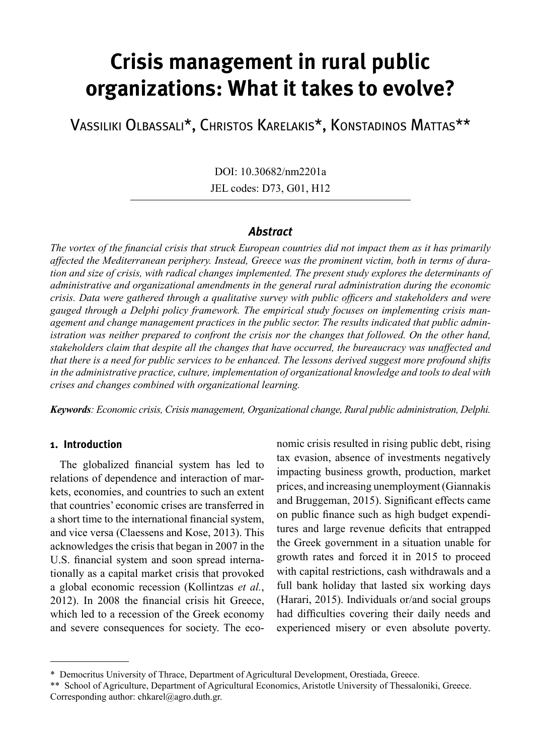# Crisis management in rural public organizations: What it takes to evolve?

Vassiliki Olbassali*, Christos Karelakis*, Konstadinos Mattas**

DOI: 10.30682/nm2201a
JEL codes: D73, G01, H12

### Abstract

*The vortex of the financial crisis that struck European countries did not impact them as it has primarily affected the Mediterranean periphery. Instead, Greece was the prominent victim, both in terms of duration and size of crisis, with radical changes implemented. The present study explores the determinants of administrative and organizational amendments in the general rural administration during the economic crisis. Data were gathered through a qualitative survey with public officers and stakeholders and were gauged through a Delphi policy framework. The empirical study focuses on implementing crisis management and change management practices in the public sector. The results indicated that public administration was neither prepared to confront the crisis nor the changes that followed. On the other hand, stakeholders claim that despite all the changes that have occurred, the bureaucracy was unaffected and that there is a need for public services to be enhanced. The lessons derived suggest more profound shifts in the administrative practice, culture, implementation of organizational knowledge and tools to deal with crises and changes combined with organizational learning.*

***Keywords***: *Economic crisis, Crisis management, Organizational change, Rural public administration, Delphi.*

## 1. Introduction

The globalized financial system has led to relations of dependence and interaction of markets, economies, and countries to such an extent that countries' economic crises are transferred in a short time to the international financial system, and vice versa (Claessens and Kose, 2013). This acknowledges the crisis that began in 2007 in the U.S. financial system and soon spread internationally as a capital market crisis that provoked a global economic recession (Kollintzas *et al.*, 2012). In 2008 the financial crisis hit Greece, which led to a recession of the Greek economy and severe consequences for society. The economic crisis resulted in rising public debt, rising tax evasion, absence of investments negatively impacting business growth, production, market prices, and increasing unemployment (Giannakis and Bruggeman, 2015). Significant effects came on public finance such as high budget expenditures and large revenue deficits that entrapped the Greek government in a situation unable for growth rates and forced it in 2015 to proceed with capital restrictions, cash withdrawals and a full bank holiday that lasted six working days (Harari, 2015). Individuals or/and social groups had difficulties covering their daily needs and experienced misery or even absolute poverty.

---

\* Democritus University of Thrace, Department of Agricultural Development, Orestiada, Greece.

\*\* School of Agriculture, Department of Agricultural Economics, Aristotle University of Thessaloniki, Greece.

Corresponding author: chkarel@agro.duth.gr.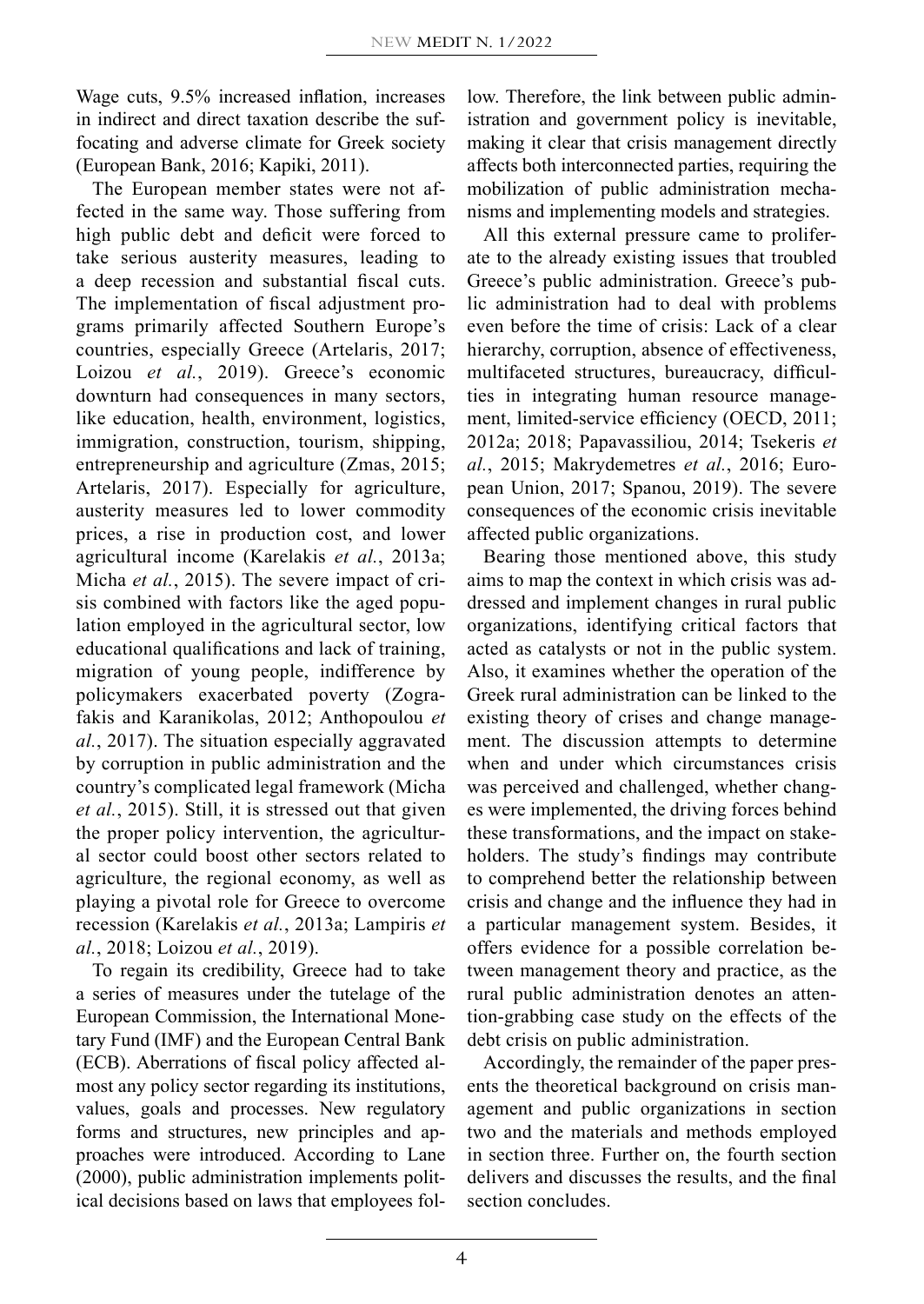Wage cuts, 9.5% increased inflation, increases in indirect and direct taxation describe the suffocating and adverse climate for Greek society (European Bank, 2016; Kapiki, 2011).

The European member states were not affected in the same way. Those suffering from high public debt and deficit were forced to take serious austerity measures, leading to a deep recession and substantial fiscal cuts. The implementation of fiscal adjustment programs primarily affected Southern Europe's countries, especially Greece (Artelaris, 2017; Loizou *et al.*, 2019). Greece's economic downturn had consequences in many sectors, like education, health, environment, logistics, immigration, construction, tourism, shipping, entrepreneurship and agriculture (Zmas, 2015; Artelaris, 2017). Especially for agriculture, austerity measures led to lower commodity prices, a rise in production cost, and lower agricultural income (Karelakis *et al.*, 2013a; Micha *et al.*, 2015). The severe impact of crisis combined with factors like the aged population employed in the agricultural sector, low educational qualifications and lack of training, migration of young people, indifference by policymakers exacerbated poverty (Zografakis and Karanikolas, 2012; Anthopoulou *et al.*, 2017). The situation especially aggravated by corruption in public administration and the country's complicated legal framework (Micha *et al.*, 2015). Still, it is stressed out that given the proper policy intervention, the agricultural sector could boost other sectors related to agriculture, the regional economy, as well as playing a pivotal role for Greece to overcome recession (Karelakis *et al.*, 2013a; Lampiris *et al.*, 2018; Loizou *et al.*, 2019).

To regain its credibility, Greece had to take a series of measures under the tutelage of the European Commission, the International Monetary Fund (IMF) and the European Central Bank (ECB). Aberrations of fiscal policy affected almost any policy sector regarding its institutions, values, goals and processes. New regulatory forms and structures, new principles and approaches were introduced. According to Lane (2000), public administration implements political decisions based on laws that employees follow. Therefore, the link between public administration and government policy is inevitable, making it clear that crisis management directly affects both interconnected parties, requiring the mobilization of public administration mechanisms and implementing models and strategies.

All this external pressure came to proliferate to the already existing issues that troubled Greece's public administration. Greece's public administration had to deal with problems even before the time of crisis: Lack of a clear hierarchy, corruption, absence of effectiveness, multifaceted structures, bureaucracy, difficulties in integrating human resource management, limited-service efficiency (OECD, 2011; 2012a; 2018; Papavassiliou, 2014; Tsekeris *et al.*, 2015; Makrydemetres *et al.*, 2016; European Union, 2017; Spanou, 2019). The severe consequences of the economic crisis inevitable affected public organizations.

Bearing those mentioned above, this study aims to map the context in which crisis was addressed and implement changes in rural public organizations, identifying critical factors that acted as catalysts or not in the public system. Also, it examines whether the operation of the Greek rural administration can be linked to the existing theory of crises and change management. The discussion attempts to determine when and under which circumstances crisis was perceived and challenged, whether changes were implemented, the driving forces behind these transformations, and the impact on stakeholders. The study's findings may contribute to comprehend better the relationship between crisis and change and the influence they had in a particular management system. Besides, it offers evidence for a possible correlation between management theory and practice, as the rural public administration denotes an attention-grabbing case study on the effects of the debt crisis on public administration.

Accordingly, the remainder of the paper presents the theoretical background on crisis management and public organizations in section two and the materials and methods employed in section three. Further on, the fourth section delivers and discusses the results, and the final section concludes.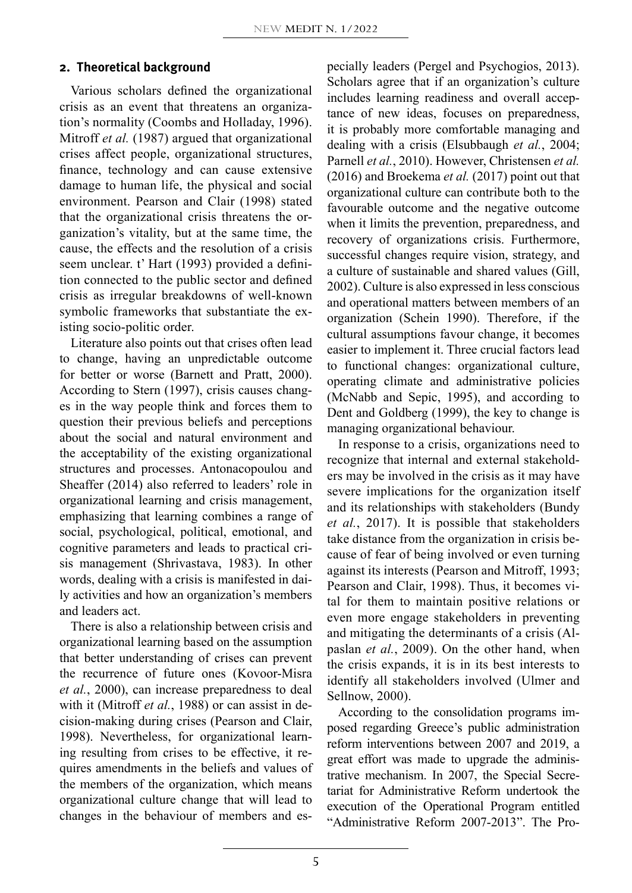## 2. Theoretical background

Various scholars defined the organizational crisis as an event that threatens an organization's normality (Coombs and Holladay, 1996). Mitroff *et al.* (1987) argued that organizational crises affect people, organizational structures, finance, technology and can cause extensive damage to human life, the physical and social environment. Pearson and Clair (1998) stated that the organizational crisis threatens the organization's vitality, but at the same time, the cause, the effects and the resolution of a crisis seem unclear. t' Hart (1993) provided a definition connected to the public sector and defined crisis as irregular breakdowns of well-known symbolic frameworks that substantiate the existing socio-politic order.

Literature also points out that crises often lead to change, having an unpredictable outcome for better or worse (Barnett and Pratt, 2000). According to Stern (1997), crisis causes changes in the way people think and forces them to question their previous beliefs and perceptions about the social and natural environment and the acceptability of the existing organizational structures and processes. Antonacopoulou and Sheaffer (2014) also referred to leaders' role in organizational learning and crisis management, emphasizing that learning combines a range of social, psychological, political, emotional, and cognitive parameters and leads to practical crisis management (Shrivastava, 1983). In other words, dealing with a crisis is manifested in daily activities and how an organization's members and leaders act.

There is also a relationship between crisis and organizational learning based on the assumption that better understanding of crises can prevent the recurrence of future ones (Kovoor-Misra *et al.*, 2000), can increase preparedness to deal with it (Mitroff *et al.*, 1988) or can assist in decision-making during crises (Pearson and Clair, 1998). Nevertheless, for organizational learning resulting from crises to be effective, it requires amendments in the beliefs and values of the members of the organization, which means organizational culture change that will lead to changes in the behaviour of members and especially leaders (Pergel and Psychogios, 2013). Scholars agree that if an organization's culture includes learning readiness and overall acceptance of new ideas, focuses on preparedness, it is probably more comfortable managing and dealing with a crisis (Elsubbaugh *et al.*, 2004; Parnell *et al.*, 2010). However, Christensen *et al.* (2016) and Broekema *et al.* (2017) point out that organizational culture can contribute both to the favourable outcome and the negative outcome when it limits the prevention, preparedness, and recovery of organizations crisis. Furthermore, successful changes require vision, strategy, and a culture of sustainable and shared values (Gill, 2002). Culture is also expressed in less conscious and operational matters between members of an organization (Schein 1990). Therefore, if the cultural assumptions favour change, it becomes easier to implement it. Three crucial factors lead to functional changes: organizational culture, operating climate and administrative policies (McNabb and Sepic, 1995), and according to Dent and Goldberg (1999), the key to change is managing organizational behaviour.

In response to a crisis, organizations need to recognize that internal and external stakeholders may be involved in the crisis as it may have severe implications for the organization itself and its relationships with stakeholders (Bundy *et al.*, 2017). It is possible that stakeholders take distance from the organization in crisis because of fear of being involved or even turning against its interests (Pearson and Mitroff, 1993; Pearson and Clair, 1998). Thus, it becomes vital for them to maintain positive relations or even more engage stakeholders in preventing and mitigating the determinants of a crisis (Alpaslan *et al.*, 2009). On the other hand, when the crisis expands, it is in its best interests to identify all stakeholders involved (Ulmer and Sellnow, 2000).

According to the consolidation programs imposed regarding Greece's public administration reform interventions between 2007 and 2019, a great effort was made to upgrade the administrative mechanism. In 2007, the Special Secretariat for Administrative Reform undertook the execution of the Operational Program entitled "Administrative Reform 2007-2013". The Pro-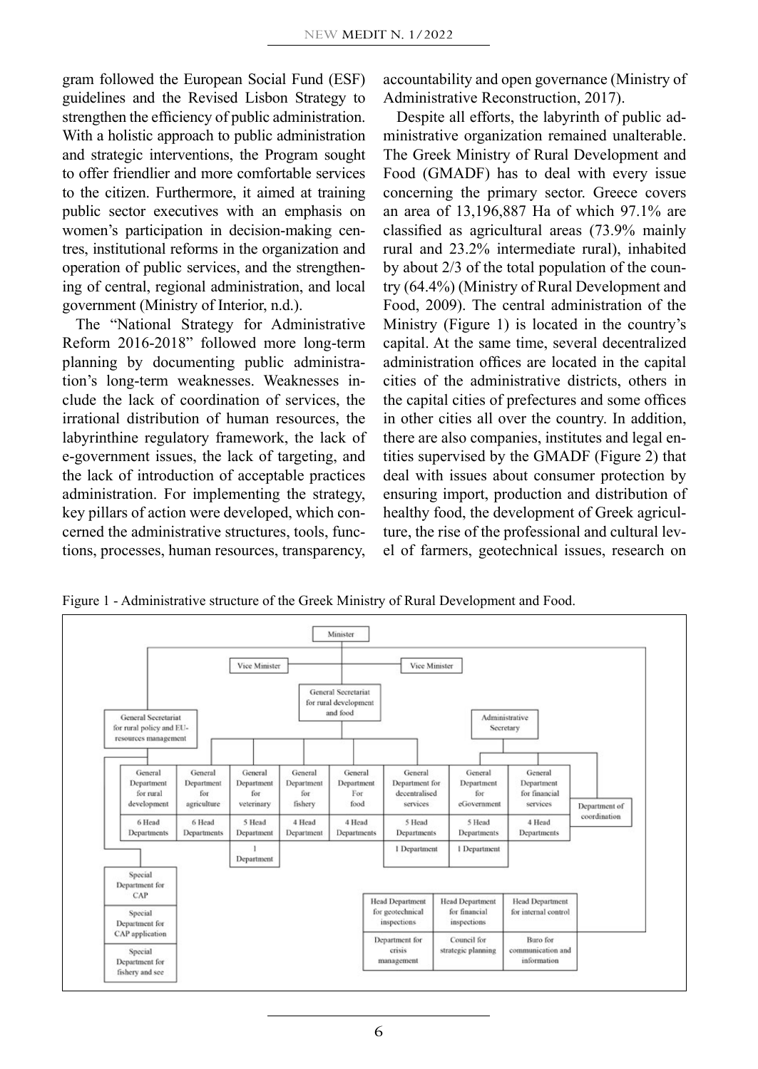gram followed the European Social Fund (ESF) guidelines and the Revised Lisbon Strategy to strengthen the efficiency of public administration. With a holistic approach to public administration and strategic interventions, the Program sought to offer friendlier and more comfortable services to the citizen. Furthermore, it aimed at training public sector executives with an emphasis on women's participation in decision-making centres, institutional reforms in the organization and operation of public services, and the strengthening of central, regional administration, and local government (Ministry of Interior, n.d.).

The "National Strategy for Administrative Reform 2016-2018" followed more long-term planning by documenting public administration's long-term weaknesses. Weaknesses include the lack of coordination of services, the irrational distribution of human resources, the labyrinthine regulatory framework, the lack of e-government issues, the lack of targeting, and the lack of introduction of acceptable practices administration. For implementing the strategy, key pillars of action were developed, which concerned the administrative structures, tools, functions, processes, human resources, transparency, accountability and open governance (Ministry of Administrative Reconstruction, 2017).

Despite all efforts, the labyrinth of public administrative organization remained unalterable. The Greek Ministry of Rural Development and Food (GMADF) has to deal with every issue concerning the primary sector. Greece covers an area of 13,196,887 Ha of which 97.1% are classified as agricultural areas (73.9% mainly rural and 23.2% intermediate rural), inhabited by about 2/3 of the total population of the country (64.4%) (Ministry of Rural Development and Food, 2009). The central administration of the Ministry (Figure 1) is located in the country's capital. At the same time, several decentralized administration offices are located in the capital cities of the administrative districts, others in the capital cities of prefectures and some offices in other cities all over the country. In addition, there are also companies, institutes and legal entities supervised by the GMADF (Figure 2) that deal with issues about consumer protection by ensuring import, production and distribution of healthy food, the development of Greek agriculture, the rise of the professional and cultural level of farmers, geotechnical issues, research on

Figure 1 - Administrative structure of the Greek Ministry of Rural Development and Food.

Minister

Vice Minister | Vice Minister

General Secretariat for rural development and food

General Secretariat for rural policy and EU-resources management

Administrative Secretary

| General Department for rural development | General Department for agriculture | General Department for veterinary | General Department for fishery | General Department For food | General Department for decentralised services | General Department for eGovernment | General Department for financial services |
|---|---|---|---|---|---|---|---|
| 6 Head Departments | 6 Head Departments | 5 Head Department | 4 Head Department | 4 Head Departments | 5 Head Departments | 5 Head Departments | 4 Head Departments |
| | | 1 Department | | | 1 Department | 1 Department | |

Department of coordination

Special Department for CAP

Special Department for CAP application

Special Department for fishery and see

| Head Department for geotechnical inspections | Head Department for financial inspections | Head Department for internal control |
|---|---|---|
| Department for crisis management | Council for strategic planning | Buro for communication and information |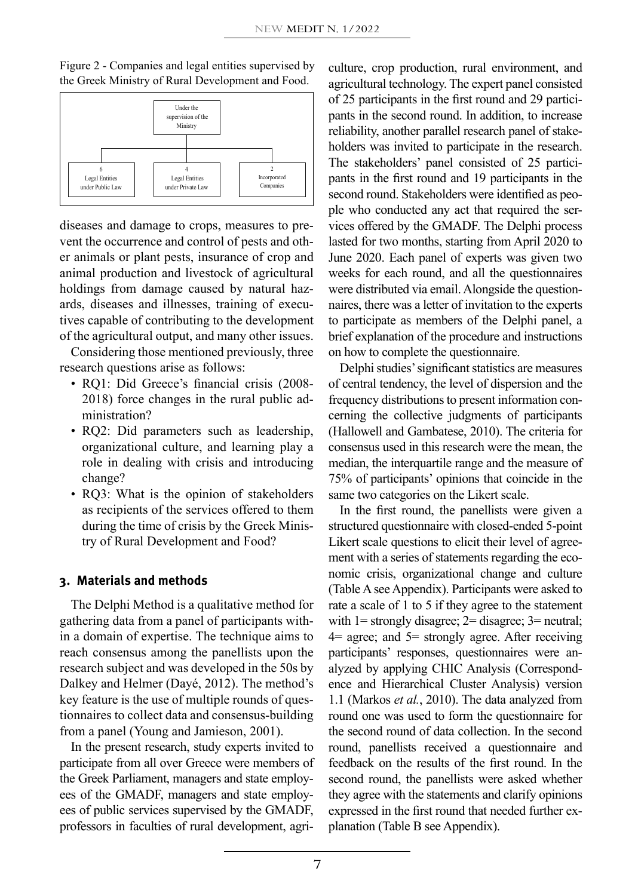Figure 2 - Companies and legal entities supervised by the Greek Ministry of Rural Development and Food.

| Under the supervision of the Ministry | | |
|---|---|---|
| 6 Legal Entities under Public Law | 4 Legal Entities under Private Law | 2 Incorporated Companies |

diseases and damage to crops, measures to prevent the occurrence and control of pests and other animals or plant pests, insurance of crop and animal production and livestock of agricultural holdings from damage caused by natural hazards, diseases and illnesses, training of executives capable of contributing to the development of the agricultural output, and many other issues.

Considering those mentioned previously, three research questions arise as follows:

- RQ1: Did Greece's financial crisis (2008-2018) force changes in the rural public administration?
- RQ2: Did parameters such as leadership, organizational culture, and learning play a role in dealing with crisis and introducing change?
- RQ3: What is the opinion of stakeholders as recipients of the services offered to them during the time of crisis by the Greek Ministry of Rural Development and Food?

## 3. Materials and methods

The Delphi Method is a qualitative method for gathering data from a panel of participants within a domain of expertise. The technique aims to reach consensus among the panellists upon the research subject and was developed in the 50s by Dalkey and Helmer (Dayé, 2012). The method's key feature is the use of multiple rounds of questionnaires to collect data and consensus-building from a panel (Young and Jamieson, 2001).

In the present research, study experts invited to participate from all over Greece were members of the Greek Parliament, managers and state employees of the GMADF, managers and state employees of public services supervised by the GMADF, professors in faculties of rural development, agriculture, crop production, rural environment, and agricultural technology. The expert panel consisted of 25 participants in the first round and 29 participants in the second round. In addition, to increase reliability, another parallel research panel of stakeholders was invited to participate in the research. The stakeholders' panel consisted of 25 participants in the first round and 19 participants in the second round. Stakeholders were identified as people who conducted any act that required the services offered by the GMADF. The Delphi process lasted for two months, starting from April 2020 to June 2020. Each panel of experts was given two weeks for each round, and all the questionnaires were distributed via email. Alongside the questionnaires, there was a letter of invitation to the experts to participate as members of the Delphi panel, a brief explanation of the procedure and instructions on how to complete the questionnaire.

Delphi studies' significant statistics are measures of central tendency, the level of dispersion and the frequency distributions to present information concerning the collective judgments of participants (Hallowell and Gambatese, 2010). The criteria for consensus used in this research were the mean, the median, the interquartile range and the measure of 75% of participants' opinions that coincide in the same two categories on the Likert scale.

In the first round, the panellists were given a structured questionnaire with closed-ended 5-point Likert scale questions to elicit their level of agreement with a series of statements regarding the economic crisis, organizational change and culture (Table A see Appendix). Participants were asked to rate a scale of 1 to 5 if they agree to the statement with 1= strongly disagree; 2= disagree; 3= neutral; 4= agree; and 5= strongly agree. After receiving participants' responses, questionnaires were analyzed by applying CHIC Analysis (Correspondence and Hierarchical Cluster Analysis) version 1.1 (Markos *et al.*, 2010). The data analyzed from round one was used to form the questionnaire for the second round of data collection. In the second round, panellists received a questionnaire and feedback on the results of the first round. In the second round, the panellists were asked whether they agree with the statements and clarify opinions expressed in the first round that needed further explanation (Table B see Appendix).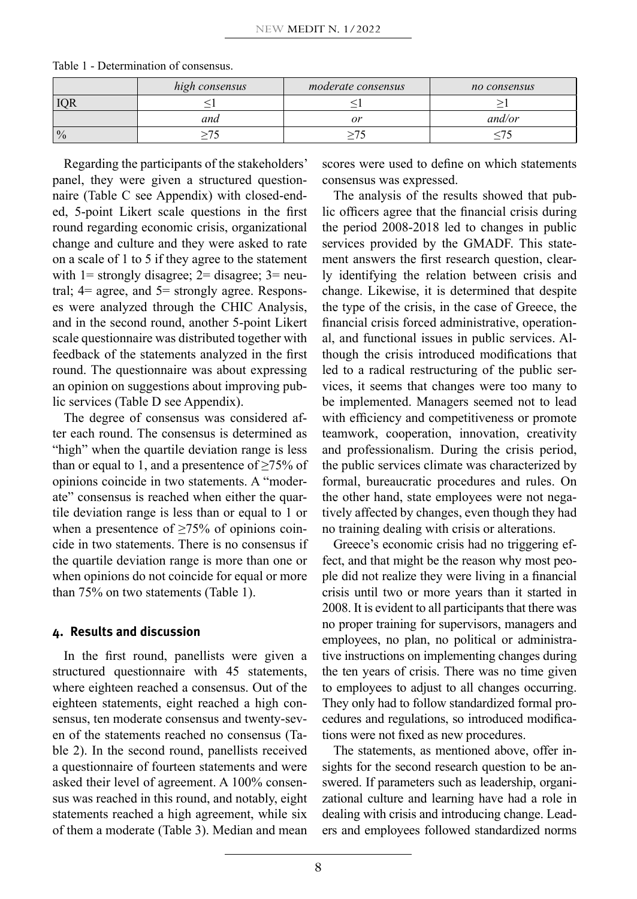Table 1 - Determination of consensus.

| | *high consensus* | *moderate consensus* | *no consensus* |
|---|---|---|---|
| IQR | ≤1 | ≤1 | ≥1 |
| | *and* | *or* | *and/or* |
| % | ≥75 | ≥75 | ≤75 |

Regarding the participants of the stakeholders' panel, they were given a structured questionnaire (Table C see Appendix) with closed-ended, 5-point Likert scale questions in the first round regarding economic crisis, organizational change and culture and they were asked to rate on a scale of 1 to 5 if they agree to the statement with 1= strongly disagree; 2= disagree; 3= neutral; 4= agree, and 5= strongly agree. Responses were analyzed through the CHIC Analysis, and in the second round, another 5-point Likert scale questionnaire was distributed together with feedback of the statements analyzed in the first round. The questionnaire was about expressing an opinion on suggestions about improving public services (Table D see Appendix).

The degree of consensus was considered after each round. The consensus is determined as "high" when the quartile deviation range is less than or equal to 1, and a presentence of ≥75% of opinions coincide in two statements. A "moderate" consensus is reached when either the quartile deviation range is less than or equal to 1 or when a presentence of ≥75% of opinions coincide in two statements. There is no consensus if the quartile deviation range is more than one or when opinions do not coincide for equal or more than 75% on two statements (Table 1).

## 4. Results and discussion

In the first round, panellists were given a structured questionnaire with 45 statements, where eighteen reached a consensus. Out of the eighteen statements, eight reached a high consensus, ten moderate consensus and twenty-seven of the statements reached no consensus (Table 2). In the second round, panellists received a questionnaire of fourteen statements and were asked their level of agreement. A 100% consensus was reached in this round, and notably, eight statements reached a high agreement, while six of them a moderate (Table 3). Median and mean scores were used to define on which statements consensus was expressed.

The analysis of the results showed that public officers agree that the financial crisis during the period 2008-2018 led to changes in public services provided by the GMADF. This statement answers the first research question, clearly identifying the relation between crisis and change. Likewise, it is determined that despite the type of the crisis, in the case of Greece, the financial crisis forced administrative, operational, and functional issues in public services. Although the crisis introduced modifications that led to a radical restructuring of the public services, it seems that changes were too many to be implemented. Managers seemed not to lead with efficiency and competitiveness or promote teamwork, cooperation, innovation, creativity and professionalism. During the crisis period, the public services climate was characterized by formal, bureaucratic procedures and rules. On the other hand, state employees were not negatively affected by changes, even though they had no training dealing with crisis or alterations.

Greece's economic crisis had no triggering effect, and that might be the reason why most people did not realize they were living in a financial crisis until two or more years than it started in 2008. It is evident to all participants that there was no proper training for supervisors, managers and employees, no plan, no political or administrative instructions on implementing changes during the ten years of crisis. There was no time given to employees to adjust to all changes occurring. They only had to follow standardized formal procedures and regulations, so introduced modifications were not fixed as new procedures.

The statements, as mentioned above, offer insights for the second research question to be answered. If parameters such as leadership, organizational culture and learning have had a role in dealing with crisis and introducing change. Leaders and employees followed standardized norms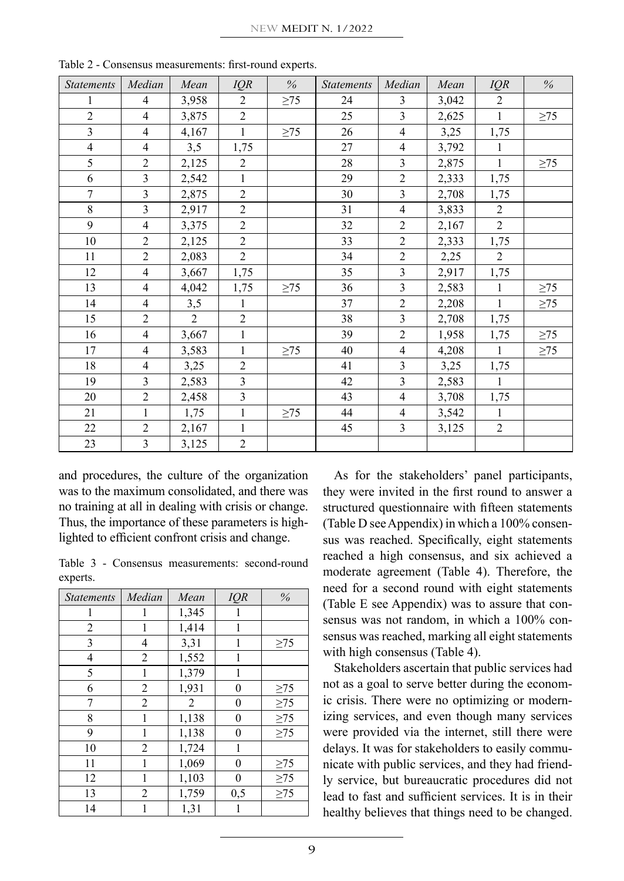Table 2 - Consensus measurements: first-round experts.

| *Statements* | *Median* | *Mean* | *IQR* | *%* | *Statements* | *Median* | *Mean* | *IQR* | *%* |
|---|---|---|---|---|---|---|---|---|---|
| 1 | 4 | 3,958 | 2 | ≥75 | 24 | 3 | 3,042 | 2 | |
| 2 | 4 | 3,875 | 2 | | 25 | 3 | 2,625 | 1 | ≥75 |
| 3 | 4 | 4,167 | 1 | ≥75 | 26 | 4 | 3,25 | 1,75 | |
| 4 | 4 | 3,5 | 1,75 | | 27 | 4 | 3,792 | 1 | |
| 5 | 2 | 2,125 | 2 | | 28 | 3 | 2,875 | 1 | ≥75 |
| 6 | 3 | 2,542 | 1 | | 29 | 2 | 2,333 | 1,75 | |
| 7 | 3 | 2,875 | 2 | | 30 | 3 | 2,708 | 1,75 | |
| 8 | 3 | 2,917 | 2 | | 31 | 4 | 3,833 | 2 | |
| 9 | 4 | 3,375 | 2 | | 32 | 2 | 2,167 | 2 | |
| 10 | 2 | 2,125 | 2 | | 33 | 2 | 2,333 | 1,75 | |
| 11 | 2 | 2,083 | 2 | | 34 | 2 | 2,25 | 2 | |
| 12 | 4 | 3,667 | 1,75 | | 35 | 3 | 2,917 | 1,75 | |
| 13 | 4 | 4,042 | 1,75 | ≥75 | 36 | 3 | 2,583 | 1 | ≥75 |
| 14 | 4 | 3,5 | 1 | | 37 | 2 | 2,208 | 1 | ≥75 |
| 15 | 2 | 2 | 2 | | 38 | 3 | 2,708 | 1,75 | |
| 16 | 4 | 3,667 | 1 | | 39 | 2 | 1,958 | 1,75 | ≥75 |
| 17 | 4 | 3,583 | 1 | ≥75 | 40 | 4 | 4,208 | 1 | ≥75 |
| 18 | 4 | 3,25 | 2 | | 41 | 3 | 3,25 | 1,75 | |
| 19 | 3 | 2,583 | 3 | | 42 | 3 | 2,583 | 1 | |
| 20 | 2 | 2,458 | 3 | | 43 | 4 | 3,708 | 1,75 | |
| 21 | 1 | 1,75 | 1 | ≥75 | 44 | 4 | 3,542 | 1 | |
| 22 | 2 | 2,167 | 1 | | 45 | 3 | 3,125 | 2 | |
| 23 | 3 | 3,125 | 2 | | | | | | |

and procedures, the culture of the organization was to the maximum consolidated, and there was no training at all in dealing with crisis or change. Thus, the importance of these parameters is highlighted to efficient confront crisis and change.

Table 3 - Consensus measurements: second-round experts.

| *Statements* | *Median* | *Mean* | *IQR* | *%* |
|---|---|---|---|---|
| 1 | 1 | 1,345 | 1 | |
| 2 | 1 | 1,414 | 1 | |
| 3 | 4 | 3,31 | 1 | ≥75 |
| 4 | 2 | 1,552 | 1 | |
| 5 | 1 | 1,379 | 1 | |
| 6 | 2 | 1,931 | 0 | ≥75 |
| 7 | 2 | 2 | 0 | ≥75 |
| 8 | 1 | 1,138 | 0 | ≥75 |
| 9 | 1 | 1,138 | 0 | ≥75 |
| 10 | 2 | 1,724 | 1 | |
| 11 | 1 | 1,069 | 0 | ≥75 |
| 12 | 1 | 1,103 | 0 | ≥75 |
| 13 | 2 | 1,759 | 0,5 | ≥75 |
| 14 | 1 | 1,31 | 1 | |

As for the stakeholders' panel participants, they were invited in the first round to answer a structured questionnaire with fifteen statements (Table D see Appendix) in which a 100% consensus was reached. Specifically, eight statements reached a high consensus, and six achieved a moderate agreement (Table 4). Therefore, the need for a second round with eight statements (Table E see Appendix) was to assure that consensus was not random, in which a 100% consensus was reached, marking all eight statements with high consensus (Table 4).

Stakeholders ascertain that public services had not as a goal to serve better during the economic crisis. There were no optimizing or modernizing services, and even though many services were provided via the internet, still there were delays. It was for stakeholders to easily communicate with public services, and they had friendly service, but bureaucratic procedures did not lead to fast and sufficient services. It is in their healthy believes that things need to be changed.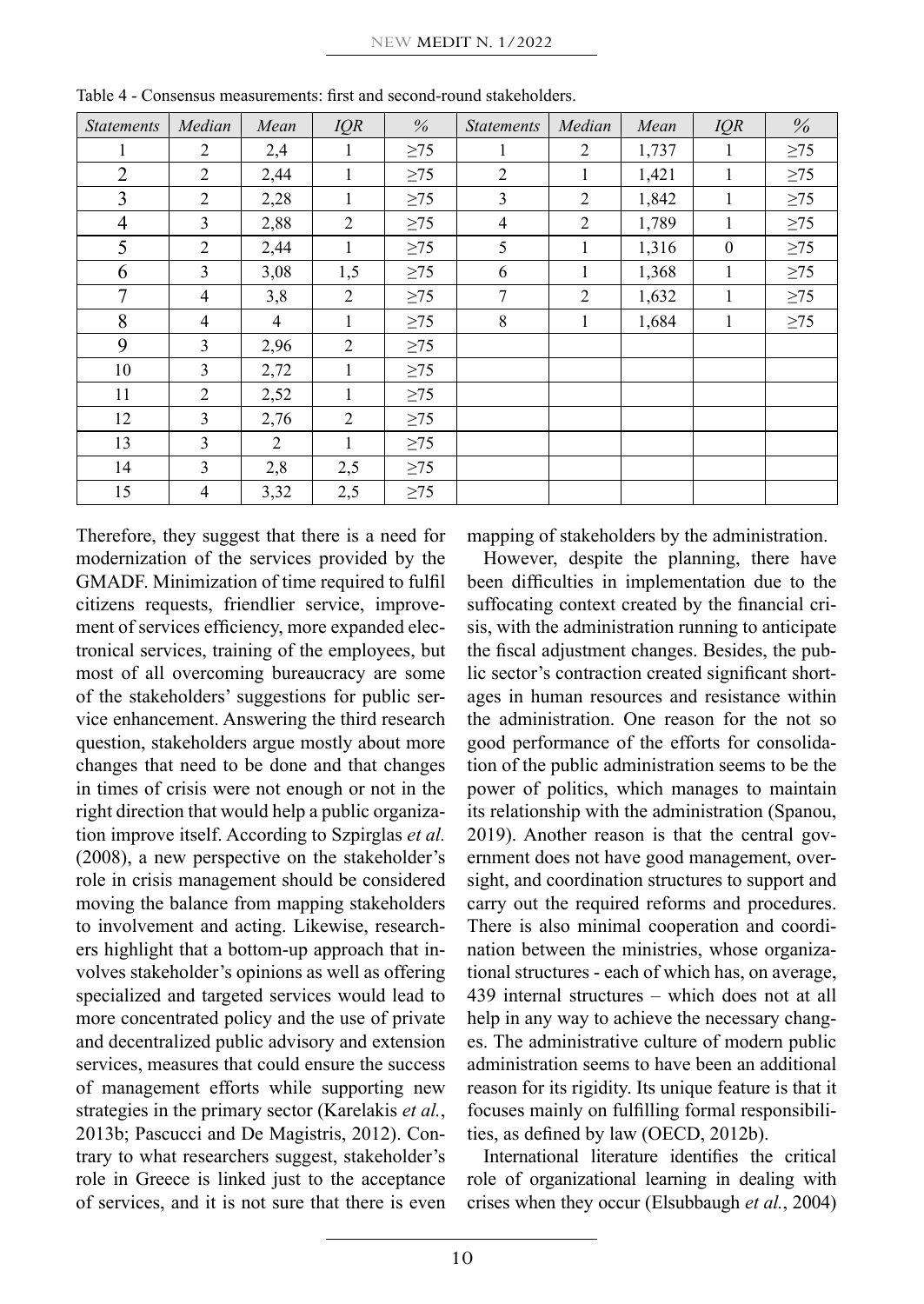Table 4 - Consensus measurements: first and second-round stakeholders.

| *Statements* | *Median* | *Mean* | *IQR* | *%* | *Statements* | *Median* | *Mean* | *IQR* | *%* |
|---|---|---|---|---|---|---|---|---|---|
| 1 | 2 | 2,4 | 1 | ≥75 | 1 | 2 | 1,737 | 1 | ≥75 |
| 2 | 2 | 2,44 | 1 | ≥75 | 2 | 1 | 1,421 | 1 | ≥75 |
| 3 | 2 | 2,28 | 1 | ≥75 | 3 | 2 | 1,842 | 1 | ≥75 |
| 4 | 3 | 2,88 | 2 | ≥75 | 4 | 2 | 1,789 | 1 | ≥75 |
| 5 | 2 | 2,44 | 1 | ≥75 | 5 | 1 | 1,316 | 0 | ≥75 |
| 6 | 3 | 3,08 | 1,5 | ≥75 | 6 | 1 | 1,368 | 1 | ≥75 |
| 7 | 4 | 3,8 | 2 | ≥75 | 7 | 2 | 1,632 | 1 | ≥75 |
| 8 | 4 | 4 | 1 | ≥75 | 8 | 1 | 1,684 | 1 | ≥75 |
| 9 | 3 | 2,96 | 2 | ≥75 | | | | | |
| 10 | 3 | 2,72 | 1 | ≥75 | | | | | |
| 11 | 2 | 2,52 | 1 | ≥75 | | | | | |
| 12 | 3 | 2,76 | 2 | ≥75 | | | | | |
| 13 | 3 | 2 | 1 | ≥75 | | | | | |
| 14 | 3 | 2,8 | 2,5 | ≥75 | | | | | |
| 15 | 4 | 3,32 | 2,5 | ≥75 | | | | | |

Therefore, they suggest that there is a need for modernization of the services provided by the GMADF. Minimization of time required to fulfil citizens requests, friendlier service, improvement of services efficiency, more expanded electronical services, training of the employees, but most of all overcoming bureaucracy are some of the stakeholders' suggestions for public service enhancement. Answering the third research question, stakeholders argue mostly about more changes that need to be done and that changes in times of crisis were not enough or not in the right direction that would help a public organization improve itself. According to Szpirglas *et al.* (2008), a new perspective on the stakeholder's role in crisis management should be considered moving the balance from mapping stakeholders to involvement and acting. Likewise, researchers highlight that a bottom-up approach that involves stakeholder's opinions as well as offering specialized and targeted services would lead to more concentrated policy and the use of private and decentralized public advisory and extension services, measures that could ensure the success of management efforts while supporting new strategies in the primary sector (Karelakis *et al.*, 2013b; Pascucci and De Magistris, 2012). Contrary to what researchers suggest, stakeholder's role in Greece is linked just to the acceptance of services, and it is not sure that there is even mapping of stakeholders by the administration.

However, despite the planning, there have been difficulties in implementation due to the suffocating context created by the financial crisis, with the administration running to anticipate the fiscal adjustment changes. Besides, the public sector's contraction created significant shortages in human resources and resistance within the administration. One reason for the not so good performance of the efforts for consolidation of the public administration seems to be the power of politics, which manages to maintain its relationship with the administration (Spanou, 2019). Another reason is that the central government does not have good management, oversight, and coordination structures to support and carry out the required reforms and procedures. There is also minimal cooperation and coordination between the ministries, whose organizational structures - each of which has, on average, 439 internal structures – which does not at all help in any way to achieve the necessary changes. The administrative culture of modern public administration seems to have been an additional reason for its rigidity. Its unique feature is that it focuses mainly on fulfilling formal responsibilities, as defined by law (OECD, 2012b).

International literature identifies the critical role of organizational learning in dealing with crises when they occur (Elsubbaugh *et al.*, 2004)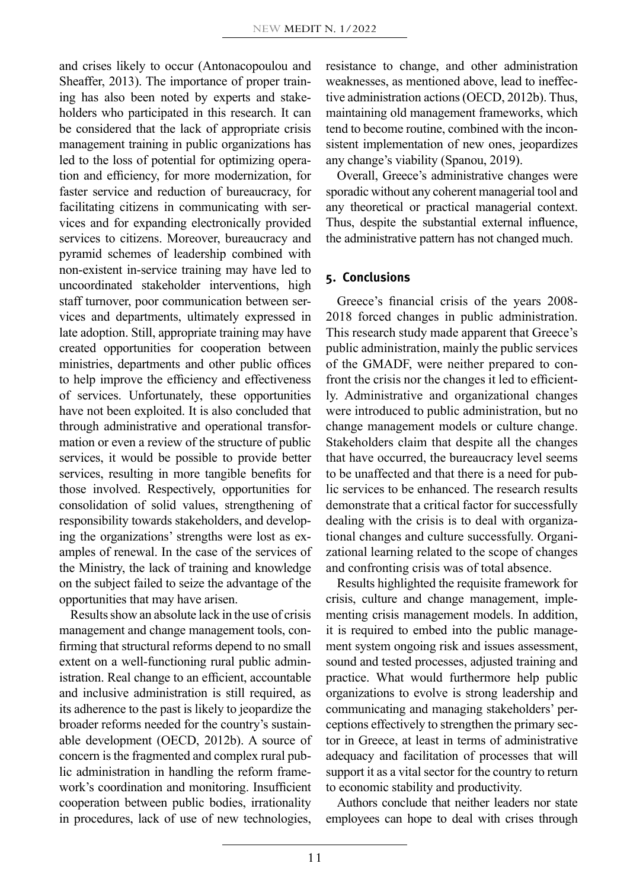and crises likely to occur (Antonacopoulou and Sheaffer, 2013). The importance of proper training has also been noted by experts and stakeholders who participated in this research. It can be considered that the lack of appropriate crisis management training in public organizations has led to the loss of potential for optimizing operation and efficiency, for more modernization, for faster service and reduction of bureaucracy, for facilitating citizens in communicating with services and for expanding electronically provided services to citizens. Moreover, bureaucracy and pyramid schemes of leadership combined with non-existent in-service training may have led to uncoordinated stakeholder interventions, high staff turnover, poor communication between services and departments, ultimately expressed in late adoption. Still, appropriate training may have created opportunities for cooperation between ministries, departments and other public offices to help improve the efficiency and effectiveness of services. Unfortunately, these opportunities have not been exploited. It is also concluded that through administrative and operational transformation or even a review of the structure of public services, it would be possible to provide better services, resulting in more tangible benefits for those involved. Respectively, opportunities for consolidation of solid values, strengthening of responsibility towards stakeholders, and developing the organizations' strengths were lost as examples of renewal. In the case of the services of the Ministry, the lack of training and knowledge on the subject failed to seize the advantage of the opportunities that may have arisen.

Results show an absolute lack in the use of crisis management and change management tools, confirming that structural reforms depend to no small extent on a well-functioning rural public administration. Real change to an efficient, accountable and inclusive administration is still required, as its adherence to the past is likely to jeopardize the broader reforms needed for the country's sustainable development (OECD, 2012b). A source of concern is the fragmented and complex rural public administration in handling the reform framework's coordination and monitoring. Insufficient cooperation between public bodies, irrationality in procedures, lack of use of new technologies, resistance to change, and other administration weaknesses, as mentioned above, lead to ineffective administration actions (OECD, 2012b). Thus, maintaining old management frameworks, which tend to become routine, combined with the inconsistent implementation of new ones, jeopardizes any change's viability (Spanou, 2019).

Overall, Greece's administrative changes were sporadic without any coherent managerial tool and any theoretical or practical managerial context. Thus, despite the substantial external influence, the administrative pattern has not changed much.

## 5. Conclusions

Greece's financial crisis of the years 2008-2018 forced changes in public administration. This research study made apparent that Greece's public administration, mainly the public services of the GMADF, were neither prepared to confront the crisis nor the changes it led to efficiently. Administrative and organizational changes were introduced to public administration, but no change management models or culture change. Stakeholders claim that despite all the changes that have occurred, the bureaucracy level seems to be unaffected and that there is a need for public services to be enhanced. The research results demonstrate that a critical factor for successfully dealing with the crisis is to deal with organizational changes and culture successfully. Organizational learning related to the scope of changes and confronting crisis was of total absence.

Results highlighted the requisite framework for crisis, culture and change management, implementing crisis management models. In addition, it is required to embed into the public management system ongoing risk and issues assessment, sound and tested processes, adjusted training and practice. What would furthermore help public organizations to evolve is strong leadership and communicating and managing stakeholders' perceptions effectively to strengthen the primary sector in Greece, at least in terms of administrative adequacy and facilitation of processes that will support it as a vital sector for the country to return to economic stability and productivity.

Authors conclude that neither leaders nor state employees can hope to deal with crises through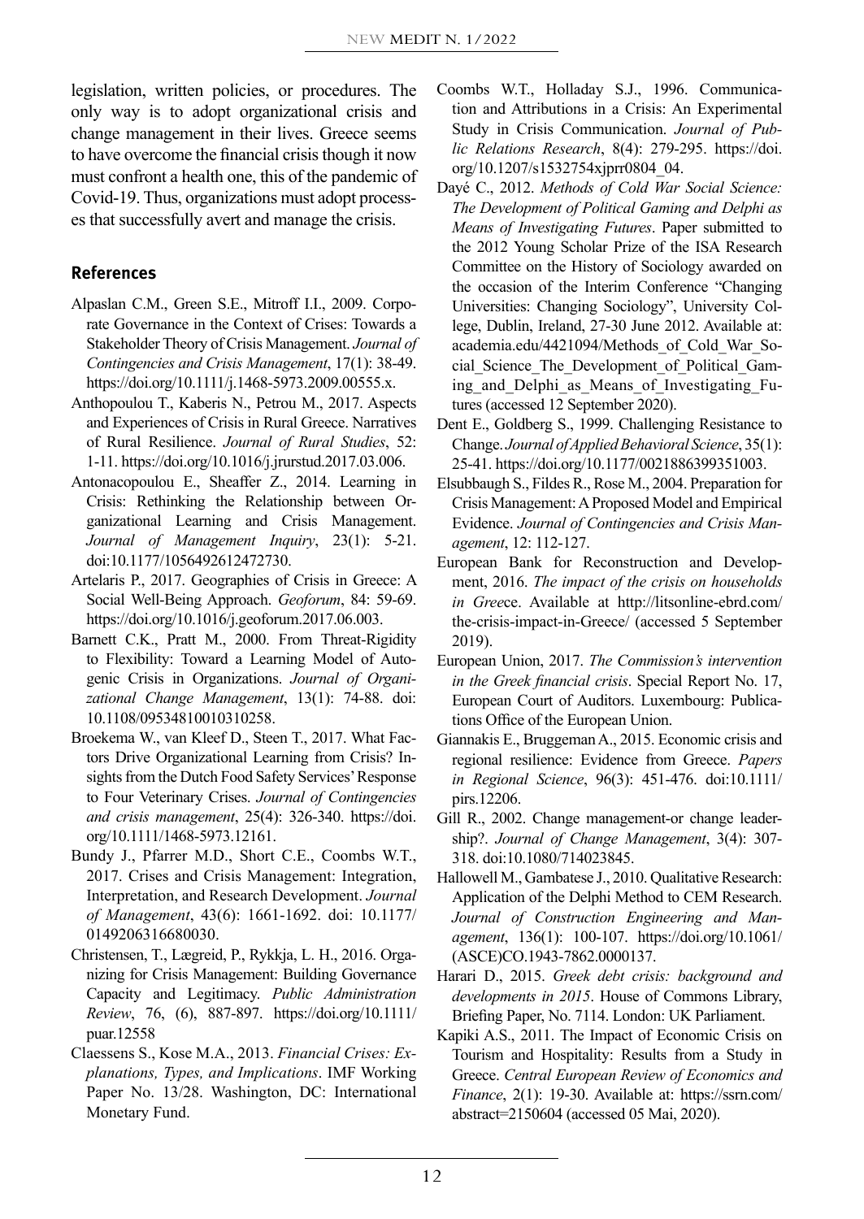legislation, written policies, or procedures. The only way is to adopt organizational crisis and change management in their lives. Greece seems to have overcome the financial crisis though it now must confront a health one, this of the pandemic of Covid-19. Thus, organizations must adopt processes that successfully avert and manage the crisis.

## References

- Alpaslan C.M., Green S.E., Mitroff I.I., 2009. Corporate Governance in the Context of Crises: Towards a Stakeholder Theory of Crisis Management. *Journal of Contingencies and Crisis Management*, 17(1): 38-49. https://doi.org/10.1111/j.1468-5973.2009.00555.x.
- Anthopoulou T., Kaberis N., Petrou M., 2017. Aspects and Experiences of Crisis in Rural Greece. Narratives of Rural Resilience. *Journal of Rural Studies*, 52: 1-11. https://doi.org/10.1016/j.jrurstud.2017.03.006.
- Antonacopoulou E., Sheaffer Z., 2014. Learning in Crisis: Rethinking the Relationship between Organizational Learning and Crisis Management. *Journal of Management Inquiry*, 23(1): 5-21. doi:10.1177/1056492612472730.
- Artelaris P., 2017. Geographies of Crisis in Greece: A Social Well-Being Approach. *Geoforum*, 84: 59-69. https://doi.org/10.1016/j.geoforum.2017.06.003.
- Barnett C.K., Pratt M., 2000. From Threat-Rigidity to Flexibility: Toward a Learning Model of Autogenic Crisis in Organizations. *Journal of Organizational Change Management*, 13(1): 74-88. doi: 10.1108/09534810010310258.
- Broekema W., van Kleef D., Steen T., 2017. What Factors Drive Organizational Learning from Crisis? Insights from the Dutch Food Safety Services' Response to Four Veterinary Crises. *Journal of Contingencies and crisis management*, 25(4): 326-340. https://doi.org/10.1111/1468-5973.12161.
- Bundy J., Pfarrer M.D., Short C.E., Coombs W.T., 2017. Crises and Crisis Management: Integration, Interpretation, and Research Development. *Journal of Management*, 43(6): 1661-1692. doi: 10.1177/0149206316680030.
- Christensen, T., Lægreid, P., Rykkja, L. H., 2016. Organizing for Crisis Management: Building Governance Capacity and Legitimacy. *Public Administration Review*, 76, (6), 887-897. https://doi.org/10.1111/puar.12558
- Claessens S., Kose M.A., 2013. *Financial Crises: Explanations, Types, and Implications*. IMF Working Paper No. 13/28. Washington, DC: International Monetary Fund.
- Coombs W.T., Holladay S.J., 1996. Communication and Attributions in a Crisis: An Experimental Study in Crisis Communication. *Journal of Public Relations Research*, 8(4): 279-295. https://doi.org/10.1207/s1532754xjprr0804_04.
- Dayé C., 2012. *Methods of Cold War Social Science: The Development of Political Gaming and Delphi as Means of Investigating Futures*. Paper submitted to the 2012 Young Scholar Prize of the ISA Research Committee on the History of Sociology awarded on the occasion of the Interim Conference "Changing Universities: Changing Sociology", University College, Dublin, Ireland, 27-30 June 2012. Available at: academia.edu/4421094/Methods_of_Cold_War_Social_Science_The_Development_of_Political_Gaming_and_Delphi_as_Means_of_Investigating_Futures (accessed 12 September 2020).
- Dent E., Goldberg S., 1999. Challenging Resistance to Change. *Journal of Applied Behavioral Science*, 35(1): 25-41. https://doi.org/10.1177/0021886399351003.
- Elsubbaugh S., Fildes R., Rose M., 2004. Preparation for Crisis Management: A Proposed Model and Empirical Evidence. *Journal of Contingencies and Crisis Management*, 12: 112-127.
- European Bank for Reconstruction and Development, 2016. *The impact of the crisis on households in Gree*ce. Available at http://litsonline-ebrd.com/the-crisis-impact-in-Greece/ (accessed 5 September 2019).
- European Union, 2017. *The Commission's intervention in the Greek financial crisis*. Special Report No. 17, European Court of Auditors. Luxembourg: Publications Office of the European Union.
- Giannakis E., Bruggeman A., 2015. Economic crisis and regional resilience: Evidence from Greece. *Papers in Regional Science*, 96(3): 451-476. doi:10.1111/pirs.12206.
- Gill R., 2002. Change management-or change leadership?. *Journal of Change Management*, 3(4): 307-318. doi:10.1080/714023845.
- Hallowell M., Gambatese J., 2010. Qualitative Research: Application of the Delphi Method to CEM Research. *Journal of Construction Engineering and Management*, 136(1): 100-107. https://doi.org/10.1061/(ASCE)CO.1943-7862.0000137.
- Harari D., 2015. *Greek debt crisis: background and developments in 2015*. House of Commons Library, Briefing Paper, No. 7114. London: UK Parliament.
- Kapiki A.S., 2011. The Impact of Economic Crisis on Tourism and Hospitality: Results from a Study in Greece. *Central European Review of Economics and Finance*, 2(1): 19-30. Available at: https://ssrn.com/abstract=2150604 (accessed 05 Mai, 2020).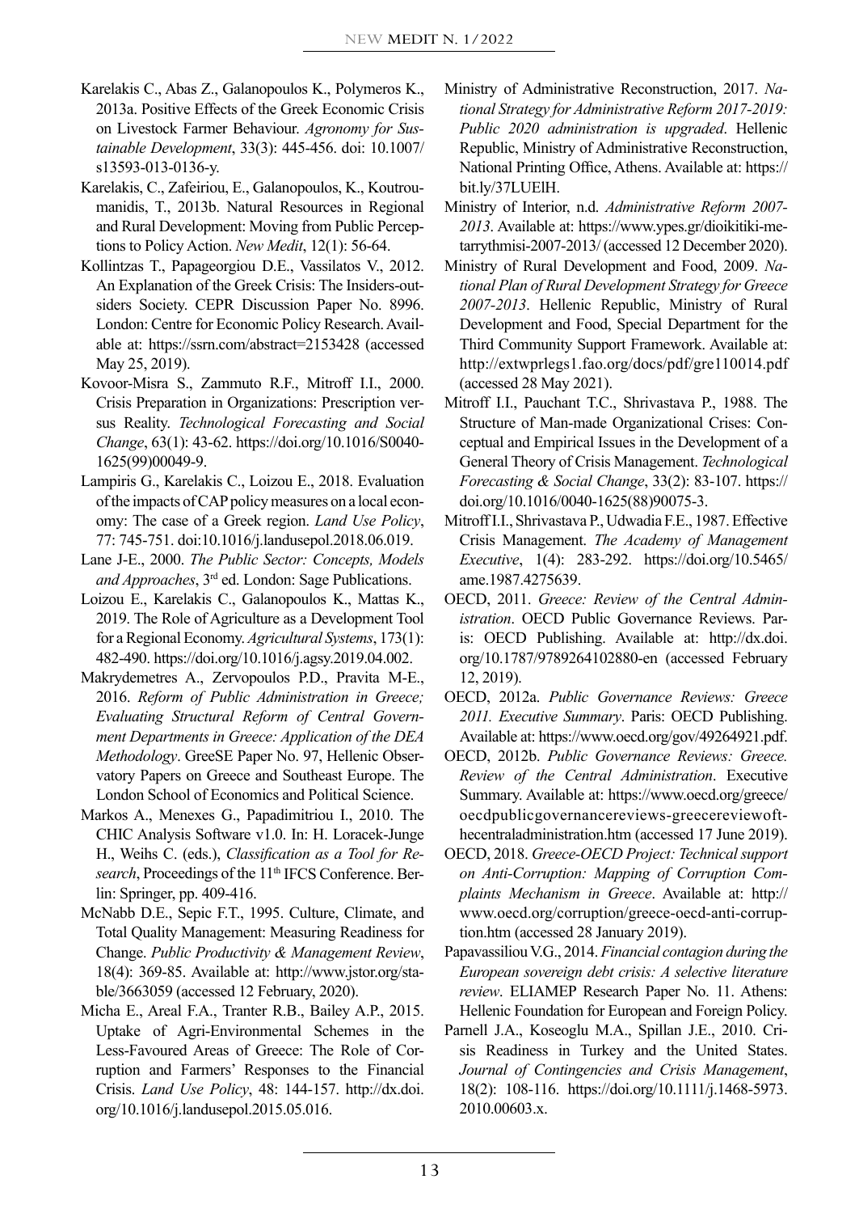Karelakis C., Abas Z., Galanopoulos K., Polymeros K., 2013a. Positive Effects of the Greek Economic Crisis on Livestock Farmer Behaviour. *Agronomy for Sustainable Development*, 33(3): 445-456. doi: 10.1007/s13593-013-0136-y.

Karelakis, C., Zafeiriou, E., Galanopoulos, K., Koutroumanidis, T., 2013b. Natural Resources in Regional and Rural Development: Moving from Public Perceptions to Policy Action. *New Medit*, 12(1): 56-64.

Kollintzas T., Papageorgiou D.E., Vassilatos V., 2012. An Explanation of the Greek Crisis: The Insiders-outsiders Society. CEPR Discussion Paper No. 8996. London: Centre for Economic Policy Research. Available at: https://ssrn.com/abstract=2153428 (accessed May 25, 2019).

Kovoor-Misra S., Zammuto R.F., Mitroff I.I., 2000. Crisis Preparation in Organizations: Prescription versus Reality. *Technological Forecasting and Social Change*, 63(1): 43-62. https://doi.org/10.1016/S0040-1625(99)00049-9.

Lampiris G., Karelakis C., Loizou E., 2018. Evaluation of the impacts of CAP policy measures on a local economy: The case of a Greek region. *Land Use Policy*, 77: 745-751. doi:10.1016/j.landusepol.2018.06.019.

Lane J-E., 2000. *The Public Sector: Concepts, Models and Approaches*, 3rd ed. London: Sage Publications.

Loizou E., Karelakis C., Galanopoulos K., Mattas K., 2019. The Role of Agriculture as a Development Tool for a Regional Economy. *Agricultural Systems*, 173(1): 482-490. https://doi.org/10.1016/j.agsy.2019.04.002.

Makrydemetres A., Zervopoulos P.D., Pravita M-E., 2016. *Reform of Public Administration in Greece; Evaluating Structural Reform of Central Government Departments in Greece: Application of the DEA Methodology*. GreeSE Paper No. 97, Hellenic Observatory Papers on Greece and Southeast Europe. The London School of Economics and Political Science.

Markos A., Menexes G., Papadimitriou I., 2010. The CHIC Analysis Software v1.0. In: H. Loracek-Junge H., Weihs C. (eds.), *Classification as a Tool for Research*, Proceedings of the 11th IFCS Conference. Berlin: Springer, pp. 409-416.

McNabb D.E., Sepic F.T., 1995. Culture, Climate, and Total Quality Management: Measuring Readiness for Change. *Public Productivity & Management Review*, 18(4): 369-85. Available at: http://www.jstor.org/stable/3663059 (accessed 12 February, 2020).

Micha E., Areal F.A., Tranter R.B., Bailey A.P., 2015. Uptake of Agri-Environmental Schemes in the Less-Favoured Areas of Greece: The Role of Corruption and Farmers' Responses to the Financial Crisis. *Land Use Policy*, 48: 144-157. http://dx.doi.org/10.1016/j.landusepol.2015.05.016.

Ministry of Administrative Reconstruction, 2017. *National Strategy for Administrative Reform 2017-2019: Public 2020 administration is upgraded*. Hellenic Republic, Ministry of Administrative Reconstruction, National Printing Office, Athens. Available at: https://bit.ly/37LUElH.

Ministry of Interior, n.d. *Administrative Reform 2007-2013*. Available at: https://www.ypes.gr/dioikitiki-metarrythmisi-2007-2013/ (accessed 12 December 2020).

Ministry of Rural Development and Food, 2009. *National Plan of Rural Development Strategy for Greece 2007-2013*. Hellenic Republic, Ministry of Rural Development and Food, Special Department for the Third Community Support Framework. Available at: http://extwprlegs1.fao.org/docs/pdf/gre110014.pdf (accessed 28 May 2021).

Mitroff I.I., Pauchant T.C., Shrivastava P., 1988. The Structure of Man-made Organizational Crises: Conceptual and Empirical Issues in the Development of a General Theory of Crisis Management. *Technological Forecasting & Social Change*, 33(2): 83-107. https://doi.org/10.1016/0040-1625(88)90075-3.

Mitroff I.I., Shrivastava P., Udwadia F.E., 1987. Effective Crisis Management. *The Academy of Management Executive*, 1(4): 283-292. https://doi.org/10.5465/ame.1987.4275639.

OECD, 2011. *Greece: Review of the Central Administration*. OECD Public Governance Reviews. Paris: OECD Publishing. Available at: http://dx.doi.org/10.1787/9789264102880-en (accessed February 12, 2019).

OECD, 2012a. *Public Governance Reviews: Greece 2011. Executive Summary*. Paris: OECD Publishing. Available at: https://www.oecd.org/gov/49264921.pdf.

OECD, 2012b. *Public Governance Reviews: Greece. Review of the Central Administration*. Executive Summary. Available at: https://www.oecd.org/greece/oecdpublicgovernancereviews-greecereviewofthecentraladministration.htm (accessed 17 June 2019).

OECD, 2018. *Greece-OECD Project: Technical support on Anti-Corruption: Mapping of Corruption Complaints Mechanism in Greece*. Available at: http://www.oecd.org/corruption/greece-oecd-anti-corruption.htm (accessed 28 January 2019).

Papavassiliou V.G., 2014. *Financial contagion during the European sovereign debt crisis: A selective literature review*. ELIAMEP Research Paper No. 11. Athens: Hellenic Foundation for European and Foreign Policy.

Parnell J.A., Koseoglu M.A., Spillan J.E., 2010. Crisis Readiness in Turkey and the United States. *Journal of Contingencies and Crisis Management*, 18(2): 108-116. https://doi.org/10.1111/j.1468-5973.2010.00603.x.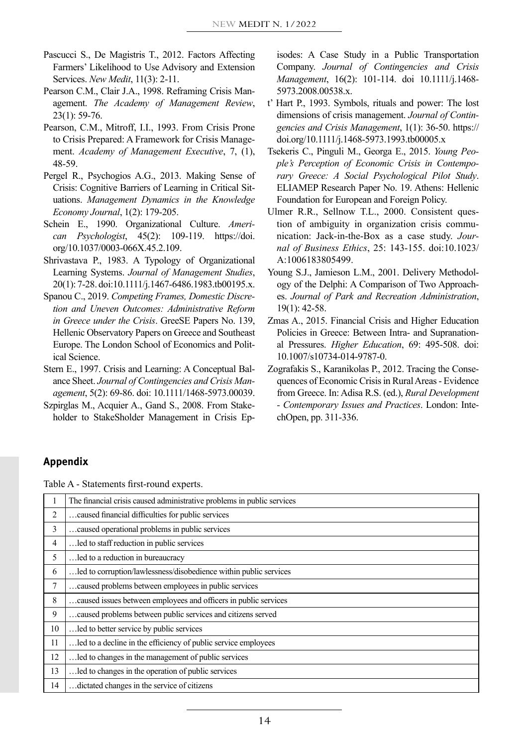Pascucci S., De Magistris T., 2012. Factors Affecting Farmers' Likelihood to Use Advisory and Extension Services. *New Medit*, 11(3): 2-11.

Pearson C.M., Clair J.A., 1998. Reframing Crisis Management. *The Academy of Management Review*, 23(1): 59-76.

Pearson, C.M., Mitroff, I.I., 1993. From Crisis Prone to Crisis Prepared: A Framework for Crisis Management. *Academy of Management Executive*, 7, (1), 48-59.

Pergel R., Psychogios A.G., 2013. Making Sense of Crisis: Cognitive Barriers of Learning in Critical Situations. *Management Dynamics in the Knowledge Economy Journal*, 1(2): 179-205.

Schein E., 1990. Organizational Culture. *American Psychologist*, 45(2): 109-119. https://doi.org/10.1037/0003-066X.45.2.109.

Shrivastava P., 1983. A Typology of Organizational Learning Systems. *Journal of Management Studies*, 20(1): 7-28. doi:10.1111/j.1467-6486.1983.tb00195.x.

Spanou C., 2019. *Competing Frames, Domestic Discretion and Uneven Outcomes: Administrative Reform in Greece under the Crisis*. GreeSE Papers No. 139, Hellenic Observatory Papers on Greece and Southeast Europe. The London School of Economics and Political Science.

Stern E., 1997. Crisis and Learning: A Conceptual Balance Sheet. *Journal of Contingencies and Crisis Management*, 5(2): 69-86. doi: 10.1111/1468-5973.00039.

Szpirglas M., Acquier A., Gand S., 2008. From Stakeholder to StakeSholder Management in Crisis Episodes: A Case Study in a Public Transportation Company. *Journal of Contingencies and Crisis Management*, 16(2): 101-114. doi 10.1111/j.1468-5973.2008.00538.x.

t' Hart P., 1993. Symbols, rituals and power: The lost dimensions of crisis management. *Journal of Contingencies and Crisis Management*, 1(1): 36-50. https://doi.org/10.1111/j.1468-5973.1993.tb00005.x

Tsekeris C., Pinguli M., Georga E., 2015. *Young People's Perception of Economic Crisis in Contemporary Greece: A Social Psychological Pilot Study*. ELIAMEP Research Paper No. 19. Athens: Hellenic Foundation for European and Foreign Policy.

Ulmer R.R., Sellnow T.L., 2000. Consistent question of ambiguity in organization crisis communication: Jack-in-the-Box as a case study. *Journal of Business Ethics*, 25: 143-155. doi:10.1023/A:1006183805499.

Young S.J., Jamieson L.M., 2001. Delivery Methodology of the Delphi: A Comparison of Two Approaches. *Journal of Park and Recreation Administration*, 19(1): 42-58.

Zmas A., 2015. Financial Crisis and Higher Education Policies in Greece: Between Intra- and Supranational Pressures. *Higher Education*, 69: 495-508. doi: 10.1007/s10734-014-9787-0.

Zografakis S., Karanikolas P., 2012. Tracing the Consequences of Economic Crisis in Rural Areas - Evidence from Greece. In: Adisa R.S. (ed.), *Rural Development - Contemporary Issues and Practices*. London: IntechOpen, pp. 311-336.

## Appendix

Table A - Statements first-round experts.

| | |
|---|---|
| 1 | The financial crisis caused administrative problems in public services |
| 2 | …caused financial difficulties for public services |
| 3 | …caused operational problems in public services |
| 4 | …led to staff reduction in public services |
| 5 | …led to a reduction in bureaucracy |
| 6 | …led to corruption/lawlessness/disobedience within public services |
| 7 | …caused problems between employees in public services |
| 8 | …caused issues between employees and officers in public services |
| 9 | …caused problems between public services and citizens served |
| 10 | …led to better service by public services |
| 11 | …led to a decline in the efficiency of public service employees |
| 12 | …led to changes in the management of public services |
| 13 | …led to changes in the operation of public services |
| 14 | …dictated changes in the service of citizens |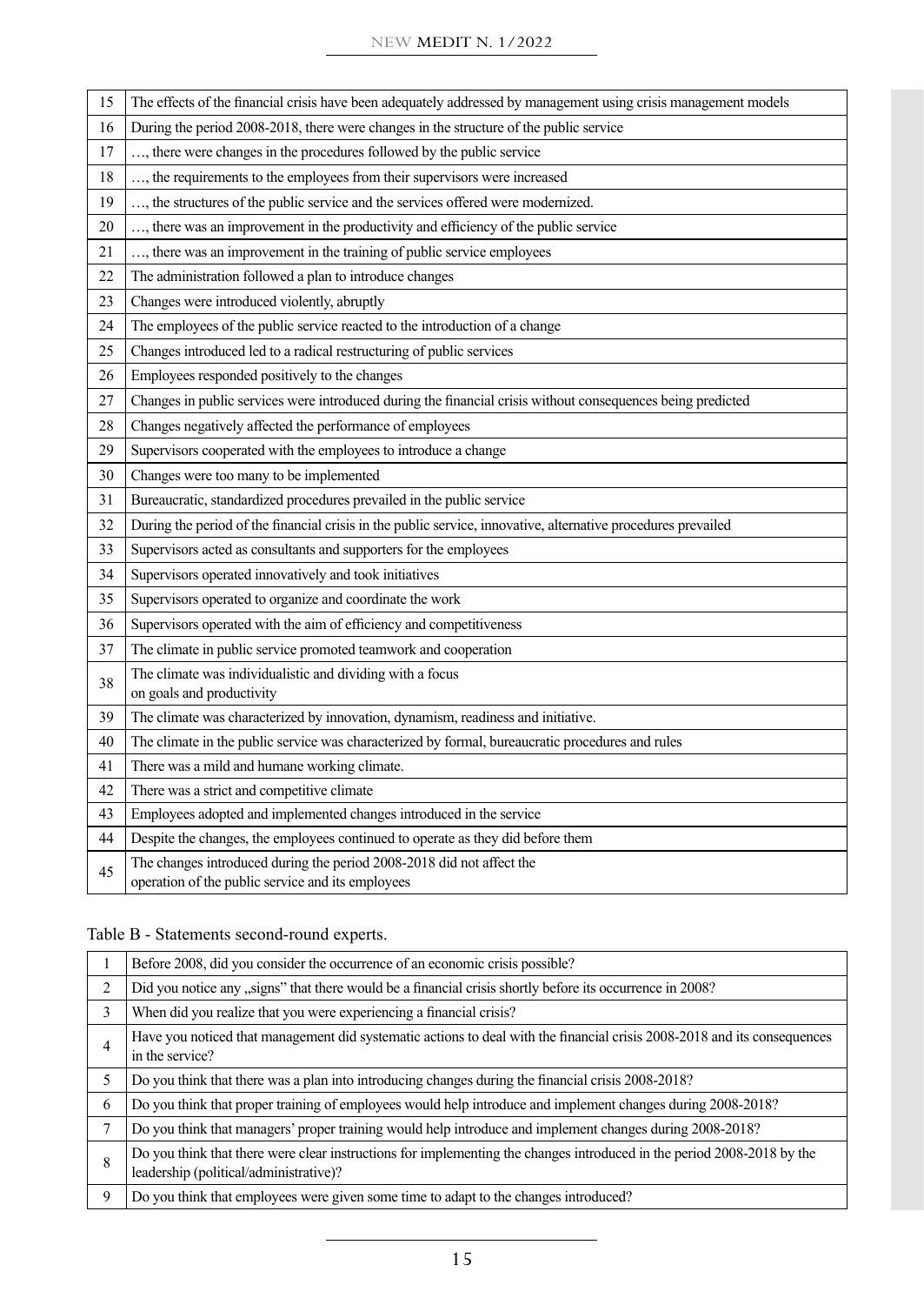| | |
|---|---|
| 15 | The effects of the financial crisis have been adequately addressed by management using crisis management models |
| 16 | During the period 2008-2018, there were changes in the structure of the public service |
| 17 | …, there were changes in the procedures followed by the public service |
| 18 | …, the requirements to the employees from their supervisors were increased |
| 19 | …, the structures of the public service and the services offered were modernized. |
| 20 | …, there was an improvement in the productivity and efficiency of the public service |
| 21 | …, there was an improvement in the training of public service employees |
| 22 | The administration followed a plan to introduce changes |
| 23 | Changes were introduced violently, abruptly |
| 24 | The employees of the public service reacted to the introduction of a change |
| 25 | Changes introduced led to a radical restructuring of public services |
| 26 | Employees responded positively to the changes |
| 27 | Changes in public services were introduced during the financial crisis without consequences being predicted |
| 28 | Changes negatively affected the performance of employees |
| 29 | Supervisors cooperated with the employees to introduce a change |
| 30 | Changes were too many to be implemented |
| 31 | Bureaucratic, standardized procedures prevailed in the public service |
| 32 | During the period of the financial crisis in the public service, innovative, alternative procedures prevailed |
| 33 | Supervisors acted as consultants and supporters for the employees |
| 34 | Supervisors operated innovatively and took initiatives |
| 35 | Supervisors operated to organize and coordinate the work |
| 36 | Supervisors operated with the aim of efficiency and competitiveness |
| 37 | The climate in public service promoted teamwork and cooperation |
| 38 | The climate was individualistic and dividing with a focus on goals and productivity |
| 39 | The climate was characterized by innovation, dynamism, readiness and initiative. |
| 40 | The climate in the public service was characterized by formal, bureaucratic procedures and rules |
| 41 | There was a mild and humane working climate. |
| 42 | There was a strict and competitive climate |
| 43 | Employees adopted and implemented changes introduced in the service |
| 44 | Despite the changes, the employees continued to operate as they did before them |
| 45 | The changes introduced during the period 2008-2018 did not affect the operation of the public service and its employees |

Table B - Statements second-round experts.

| | |
|---|---|
| 1 | Before 2008, did you consider the occurrence of an economic crisis possible? |
| 2 | Did you notice any „signs" that there would be a financial crisis shortly before its occurrence in 2008? |
| 3 | When did you realize that you were experiencing a financial crisis? |
| 4 | Have you noticed that management did systematic actions to deal with the financial crisis 2008-2018 and its consequences in the service? |
| 5 | Do you think that there was a plan into introducing changes during the financial crisis 2008-2018? |
| 6 | Do you think that proper training of employees would help introduce and implement changes during 2008-2018? |
| 7 | Do you think that managers' proper training would help introduce and implement changes during 2008-2018? |
| 8 | Do you think that there were clear instructions for implementing the changes introduced in the period 2008-2018 by the leadership (political/administrative)? |
| 9 | Do you think that employees were given some time to adapt to the changes introduced? |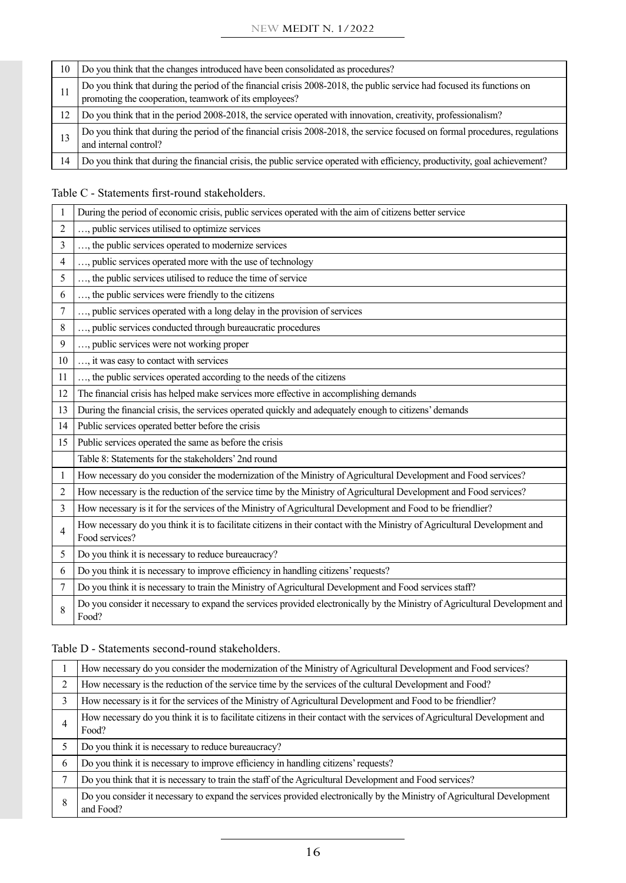| | |
|---|---|
| 10 | Do you think that the changes introduced have been consolidated as procedures? |
| 11 | Do you think that during the period of the financial crisis 2008-2018, the public service had focused its functions on promoting the cooperation, teamwork of its employees? |
| 12 | Do you think that in the period 2008-2018, the service operated with innovation, creativity, professionalism? |
| 13 | Do you think that during the period of the financial crisis 2008-2018, the service focused on formal procedures, regulations and internal control? |
| 14 | Do you think that during the financial crisis, the public service operated with efficiency, productivity, goal achievement? |

Table C - Statements first-round stakeholders.

| | |
|---|---|
| 1 | During the period of economic crisis, public services operated with the aim of citizens better service |
| 2 | …, public services utilised to optimize services |
| 3 | …, the public services operated to modernize services |
| 4 | …, public services operated more with the use of technology |
| 5 | …, the public services utilised to reduce the time of service |
| 6 | …, the public services were friendly to the citizens |
| 7 | …, public services operated with a long delay in the provision of services |
| 8 | …, public services conducted through bureaucratic procedures |
| 9 | …, public services were not working proper |
| 10 | …, it was easy to contact with services |
| 11 | …, the public services operated according to the needs of the citizens |
| 12 | The financial crisis has helped make services more effective in accomplishing demands |
| 13 | During the financial crisis, the services operated quickly and adequately enough to citizens' demands |
| 14 | Public services operated better before the crisis |
| 15 | Public services operated the same as before the crisis |
| | Table 8: Statements for the stakeholders' 2nd round |
| 1 | How necessary do you consider the modernization of the Ministry of Agricultural Development and Food services? |
| 2 | How necessary is the reduction of the service time by the Ministry of Agricultural Development and Food services? |
| 3 | How necessary is it for the services of the Ministry of Agricultural Development and Food to be friendlier? |
| 4 | How necessary do you think it is to facilitate citizens in their contact with the Ministry of Agricultural Development and Food services? |
| 5 | Do you think it is necessary to reduce bureaucracy? |
| 6 | Do you think it is necessary to improve efficiency in handling citizens' requests? |
| 7 | Do you think it is necessary to train the Ministry of Agricultural Development and Food services staff? |
| 8 | Do you consider it necessary to expand the services provided electronically by the Ministry of Agricultural Development and Food? |

Table D - Statements second-round stakeholders.

| | |
|---|---|
| 1 | How necessary do you consider the modernization of the Ministry of Agricultural Development and Food services? |
| 2 | How necessary is the reduction of the service time by the services of the cultural Development and Food? |
| 3 | How necessary is it for the services of the Ministry of Agricultural Development and Food to be friendlier? |
| 4 | How necessary do you think it is to facilitate citizens in their contact with the services of Agricultural Development and Food? |
| 5 | Do you think it is necessary to reduce bureaucracy? |
| 6 | Do you think it is necessary to improve efficiency in handling citizens' requests? |
| 7 | Do you think that it is necessary to train the staff of the Agricultural Development and Food services? |
| 8 | Do you consider it necessary to expand the services provided electronically by the Ministry of Agricultural Development and Food? |